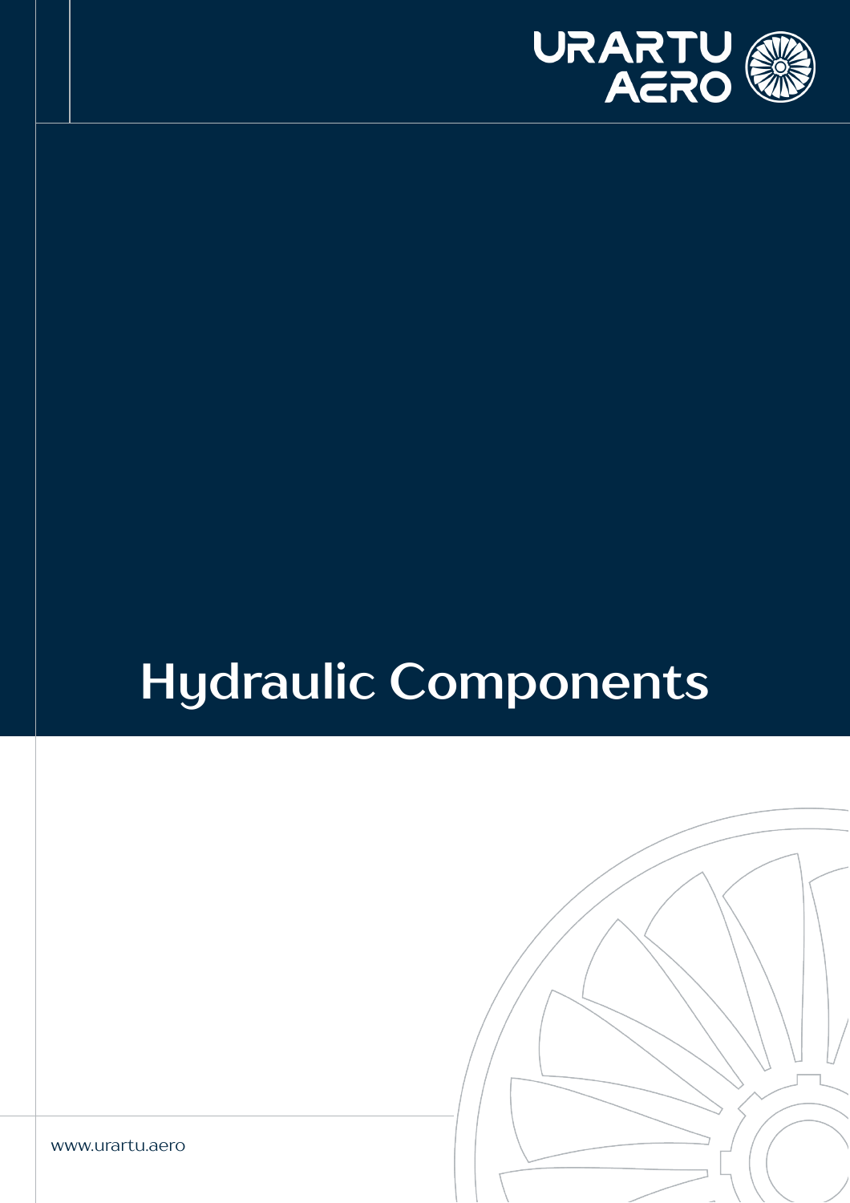URARTU AERO

# Hydraulic Components

www.urartu.aero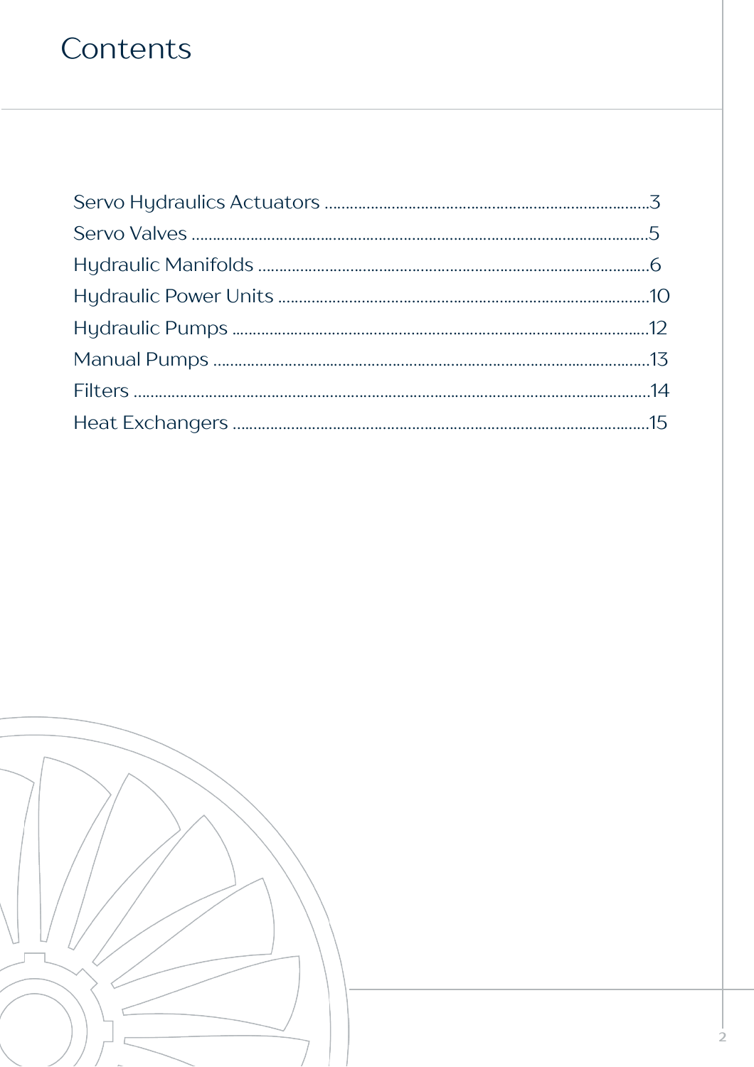# Contents

Servo Hydraulics Actuators ..........3
Servo Valves ..........5
Hydraulic Manifolds ..........6
Hydraulic Power Units ..........10
Hydraulic Pumps ..........12
Manual Pumps ..........13
Filters ..........14
Heat Exchangers ..........15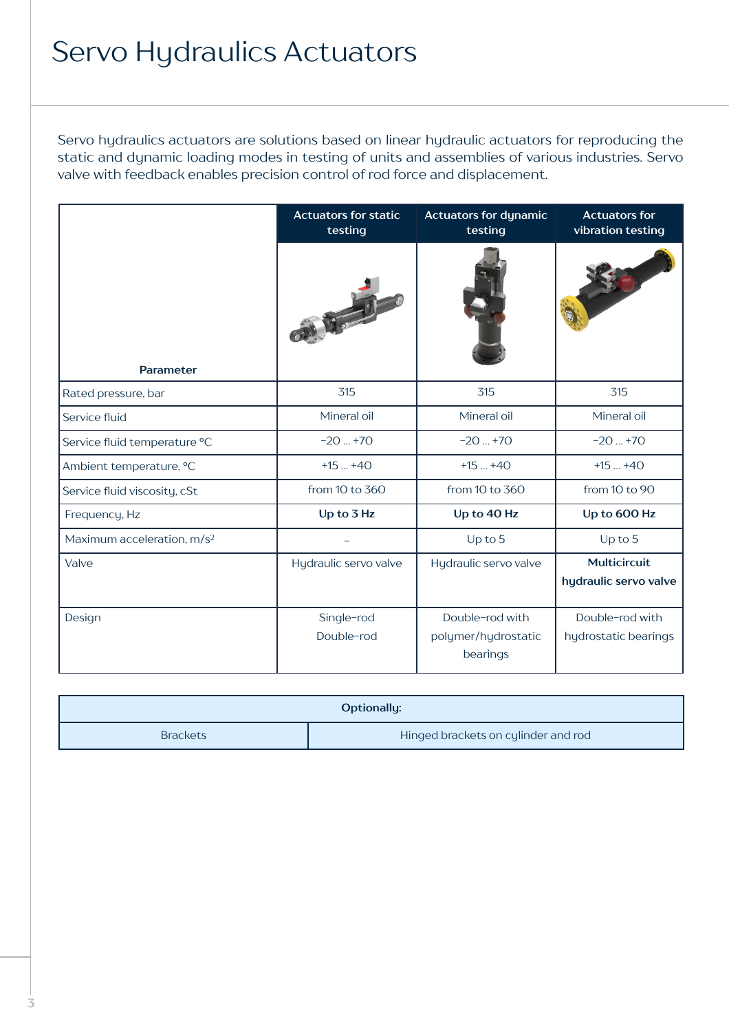# Servo Hydraulics Actuators

Servo hydraulics actuators are solutions based on linear hydraulic actuators for reproducing the static and dynamic loading modes in testing of units and assemblies of various industries. Servo valve with feedback enables precision control of rod force and displacement.

| Parameter | Actuators for static testing | Actuators for dynamic testing | Actuators for vibration testing |
|---|---|---|---|
| Rated pressure, bar | 315 | 315 | 315 |
| Service fluid | Mineral oil | Mineral oil | Mineral oil |
| Service fluid temperature °C | -20 ... +70 | -20 ... +70 | -20 ... +70 |
| Ambient temperature, °C | +15 ... +40 | +15 ... +40 | +15 ... +40 |
| Service fluid viscosity, cSt | from 10 to 360 | from 10 to 360 | from 10 to 90 |
| Frequency, Hz | **Up to 3 Hz** | **Up to 40 Hz** | **Up to 600 Hz** |
| Maximum acceleration, m/s² | – | Up to 5 | Up to 5 |
| Valve | Hydraulic servo valve | Hydraulic servo valve | **Multicircuit hydraulic servo valve** |
| Design | Single-rod<br>Double-rod | Double-rod with polymer/hydrostatic bearings | Double-rod with hydrostatic bearings |

| **Optionally:** | |
|---|---|
| Brackets | Hinged brackets on cylinder and rod |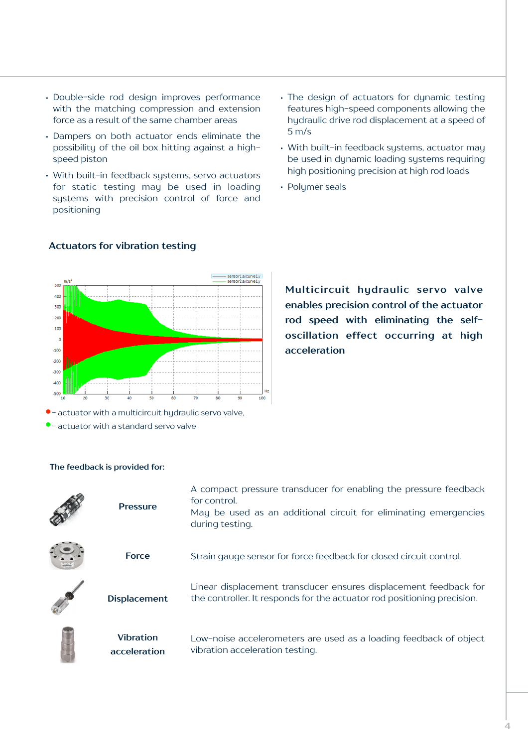- Double-side rod design improves performance with the matching compression and extension force as a result of the same chamber areas
- Dampers on both actuator ends eliminate the possibility of the oil box hitting against a high-speed piston
- With built-in feedback systems, servo actuators for static testing may be used in loading systems with precision control of force and positioning
- The design of actuators for dynamic testing features high-speed components allowing the hydraulic drive rod displacement at a speed of 5 m/s
- With built-in feedback systems, actuator may be used in dynamic loading systems requiring high positioning precision at high rod loads
- Polymer seals

### Actuators for vibration testing

● – actuator with a multicircuit hydraulic servo valve,
● – actuator with a standard servo valve

**Multicircuit hydraulic servo valve enables precision control of the actuator rod speed with eliminating the self-oscillation effect occurring at high acceleration**

**The feedback is provided for:**

| | | |
|---|---|---|
| **Pressure** | A compact pressure transducer for enabling the pressure feedback for control. May be used as an additional circuit for eliminating emergencies during testing. |
| **Force** | Strain gauge sensor for force feedback for closed circuit control. |
| **Displacement** | Linear displacement transducer ensures displacement feedback for the controller. It responds for the actuator rod positioning precision. |
| **Vibration acceleration** | Low-noise accelerometers are used as a loading feedback of object vibration acceleration testing. |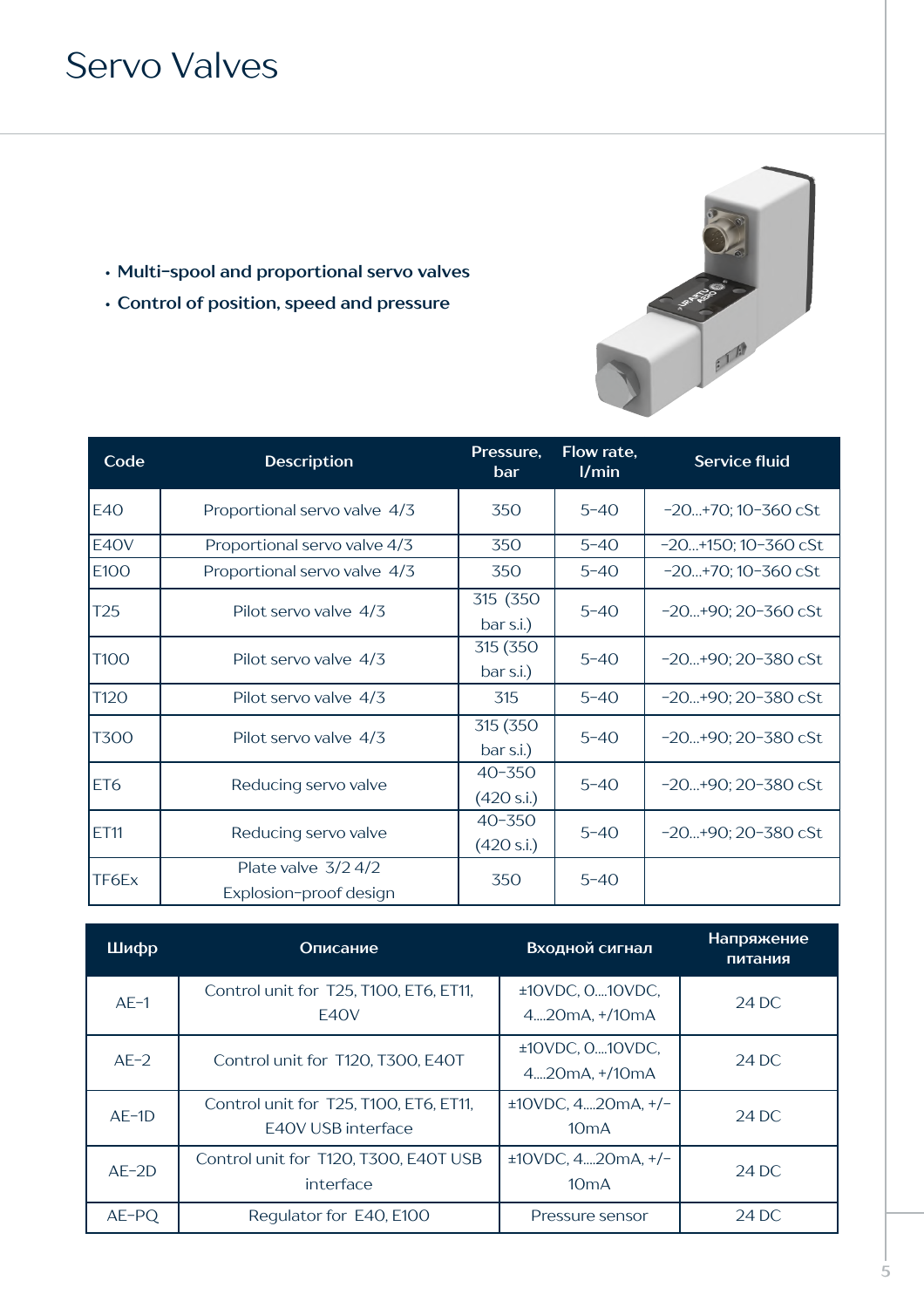# Servo Valves

- Multi-spool and proportional servo valves
- Control of position, speed and pressure

| Code | Description | Pressure, bar | Flow rate, l/min | Service fluid |
|---|---|---|---|---|
| E40 | Proportional servo valve 4/3 | 350 | 5-40 | -20...+70; 10-360 cSt |
| E40V | Proportional servo valve 4/3 | 350 | 5-40 | -20...+150; 10-360 cSt |
| E100 | Proportional servo valve 4/3 | 350 | 5-40 | -20...+70; 10-360 cSt |
| T25 | Pilot servo valve 4/3 | 315 (350 bar s.i.) | 5-40 | -20...+90; 20-360 cSt |
| T100 | Pilot servo valve 4/3 | 315 (350 bar s.i.) | 5-40 | -20...+90; 20-380 cSt |
| T120 | Pilot servo valve 4/3 | 315 | 5-40 | -20...+90; 20-380 cSt |
| T300 | Pilot servo valve 4/3 | 315 (350 bar s.i.) | 5-40 | -20...+90; 20-380 cSt |
| ET6 | Reducing servo valve | 40-350 (420 s.i.) | 5-40 | -20...+90; 20-380 cSt |
| ET11 | Reducing servo valve | 40-350 (420 s.i.) | 5-40 | -20...+90; 20-380 cSt |
| TF6Ex | Plate valve 3/2 4/2 Explosion-proof design | 350 | 5-40 | |

| Шифр | Описание | Входной сигнал | Напряжение питания |
|---|---|---|---|
| AE-1 | Control unit for T25, T100, ET6, ET11, E40V | ±10VDC, 0....10VDC, 4....20mA, +/10mA | 24 DC |
| AE-2 | Control unit for T120, T300, E40T | ±10VDC, 0....10VDC, 4....20mA, +/10mA | 24 DC |
| AE-1D | Control unit for T25, T100, ET6, ET11, E40V USB interface | ±10VDC, 4....20mA, +/-10mA | 24 DC |
| AE-2D | Control unit for T120, T300, E40T USB interface | ±10VDC, 4....20mA, +/-10mA | 24 DC |
| AE-PQ | Regulator for E40, E100 | Pressure sensor | 24 DC |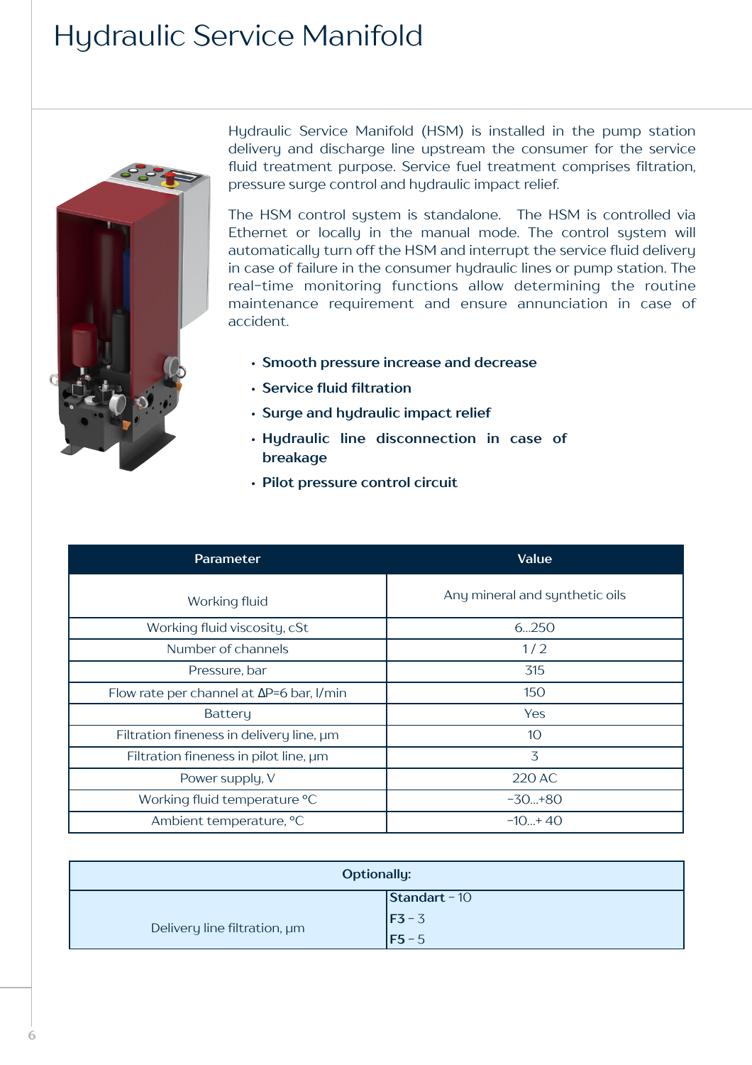# Hydraulic Service Manifold

Hydraulic Service Manifold (HSM) is installed in the pump station delivery and discharge line upstream the consumer for the service fluid treatment purpose. Service fuel treatment comprises filtration, pressure surge control and hydraulic impact relief.

The HSM control system is standalone. The HSM is controlled via Ethernet or locally in the manual mode. The control system will automatically turn off the HSM and interrupt the service fluid delivery in case of failure in the consumer hydraulic lines or pump station. The real-time monitoring functions allow determining the routine maintenance requirement and ensure annunciation in case of accident.

- **Smooth pressure increase and decrease**
- **Service fluid filtration**
- **Surge and hydraulic impact relief**
- **Hydraulic line disconnection in case of breakage**
- **Pilot pressure control circuit**

| Parameter | Value |
|---|---|
| Working fluid | Any mineral and synthetic oils |
| Working fluid viscosity, cSt | 6...250 |
| Number of channels | 1 / 2 |
| Pressure, bar | 315 |
| Flow rate per channel at ΔP=6 bar, l/min | 150 |
| Battery | Yes |
| Filtration fineness in delivery line, μm | 10 |
| Filtration fineness in pilot line, μm | 3 |
| Power supply, V | 220 AC |
| Working fluid temperature °C | -30...+80 |
| Ambient temperature, °C | -10...+ 40 |

| Optionally: | |
|---|---|
| Delivery line filtration, μm | **Standart** - 10<br>**F3** - 3<br>**F5** - 5 |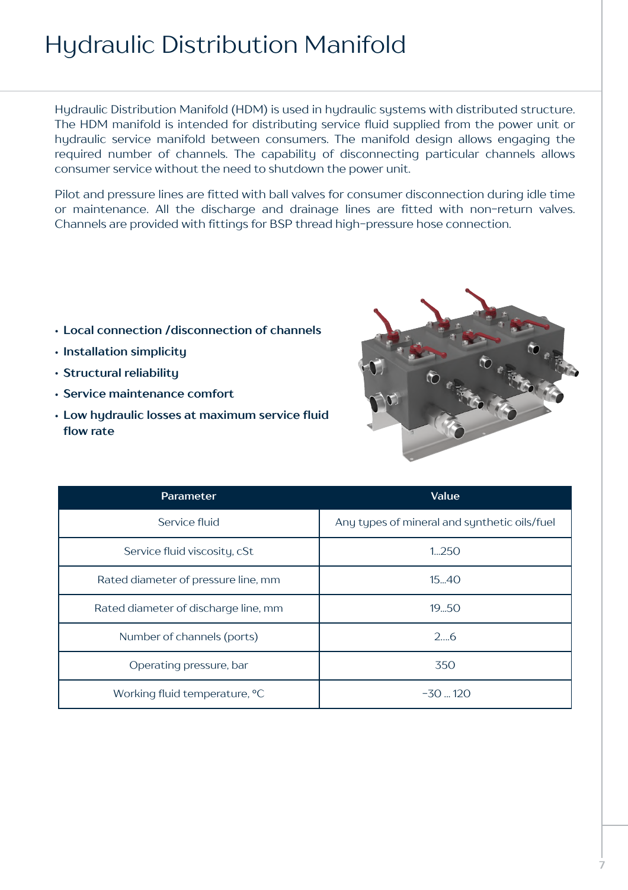# Hydraulic Distribution Manifold

Hydraulic Distribution Manifold (HDM) is used in hydraulic systems with distributed structure. The HDM manifold is intended for distributing service fluid supplied from the power unit or hydraulic service manifold between consumers. The manifold design allows engaging the required number of channels. The capability of disconnecting particular channels allows consumer service without the need to shutdown the power unit.

Pilot and pressure lines are fitted with ball valves for consumer disconnection during idle time or maintenance. All the discharge and drainage lines are fitted with non-return valves. Channels are provided with fittings for BSP thread high-pressure hose connection.

- **Local connection /disconnection of channels**
- **Installation simplicity**
- **Structural reliability**
- **Service maintenance comfort**
- **Low hydraulic losses at maximum service fluid flow rate**

| Parameter | Value |
|---|---|
| Service fluid | Any types of mineral and synthetic oils/fuel |
| Service fluid viscosity, cSt | 1...250 |
| Rated diameter of pressure line, mm | 15...40 |
| Rated diameter of discharge line, mm | 19...50 |
| Number of channels (ports) | 2....6 |
| Operating pressure, bar | 350 |
| Working fluid temperature, °C | -30 ... 120 |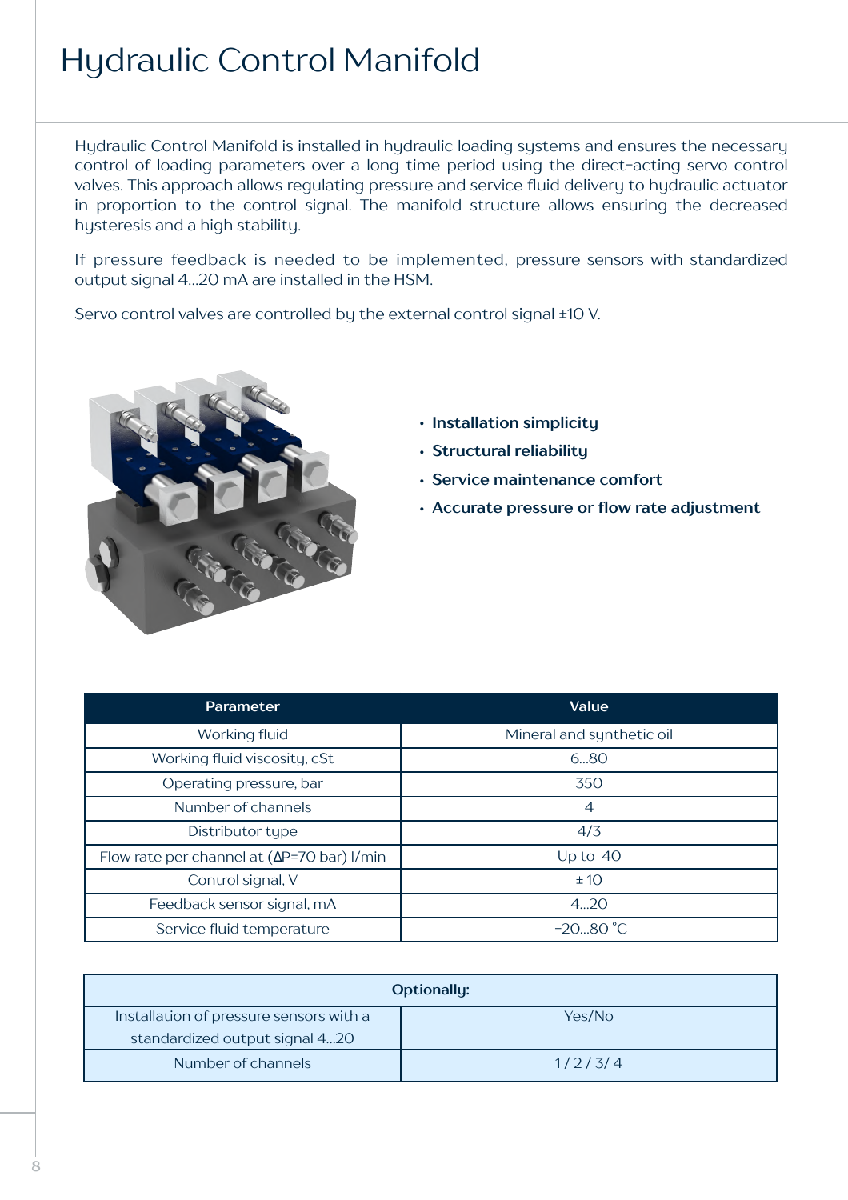# Hydraulic Control Manifold

Hydraulic Control Manifold is installed in hydraulic loading systems and ensures the necessary control of loading parameters over a long time period using the direct-acting servo control valves. This approach allows regulating pressure and service fluid delivery to hydraulic actuator in proportion to the control signal. The manifold structure allows ensuring the decreased hysteresis and a high stability.

If pressure feedback is needed to be implemented, pressure sensors with standardized output signal 4...20 mA are installed in the HSM.

Servo control valves are controlled by the external control signal ±10 V.

- **Installation simplicity**
- **Structural reliability**
- **Service maintenance comfort**
- **Accurate pressure or flow rate adjustment**

| Parameter | Value |
|---|---|
| Working fluid | Mineral and synthetic oil |
| Working fluid viscosity, cSt | 6...80 |
| Operating pressure, bar | 350 |
| Number of channels | 4 |
| Distributor type | 4/3 |
| Flow rate per channel at (ΔP=70 bar) l/min | Up to 40 |
| Control signal, V | ± 10 |
| Feedback sensor signal, mA | 4...20 |
| Service fluid temperature | -20...80 °C |

| Optionally: | |
|---|---|
| Installation of pressure sensors with a standardized output signal 4...20 | Yes/No |
| Number of channels | 1 / 2 / 3/ 4 |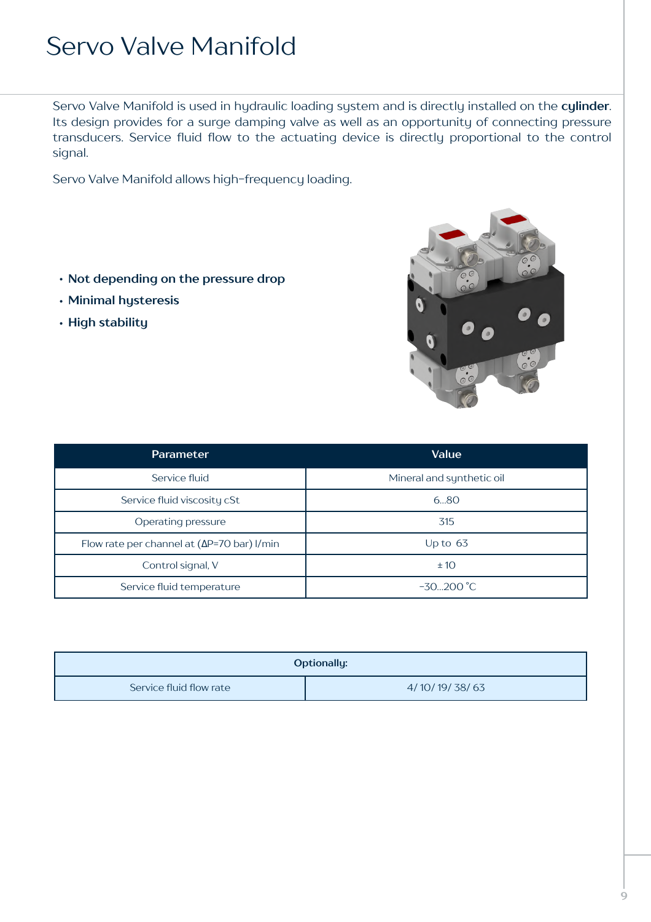# Servo Valve Manifold

Servo Valve Manifold is used in hydraulic loading system and is directly installed on the **cylinder**. Its design provides for a surge damping valve as well as an opportunity of connecting pressure transducers. Service fluid flow to the actuating device is directly proportional to the control signal.

Servo Valve Manifold allows high-frequency loading.

- **Not depending on the pressure drop**
- **Minimal hysteresis**
- **High stability**

| Parameter | Value |
| --- | --- |
| Service fluid | Mineral and synthetic oil |
| Service fluid viscosity cSt | 6...80 |
| Operating pressure | 315 |
| Flow rate per channel at (ΔP=70 bar) l/min | Up to 63 |
| Control signal, V | ± 10 |
| Service fluid temperature | -30...200 °C |

| Optionally: | |
| --- | --- |
| Service fluid flow rate | 4/ 10/ 19/ 38/ 63 |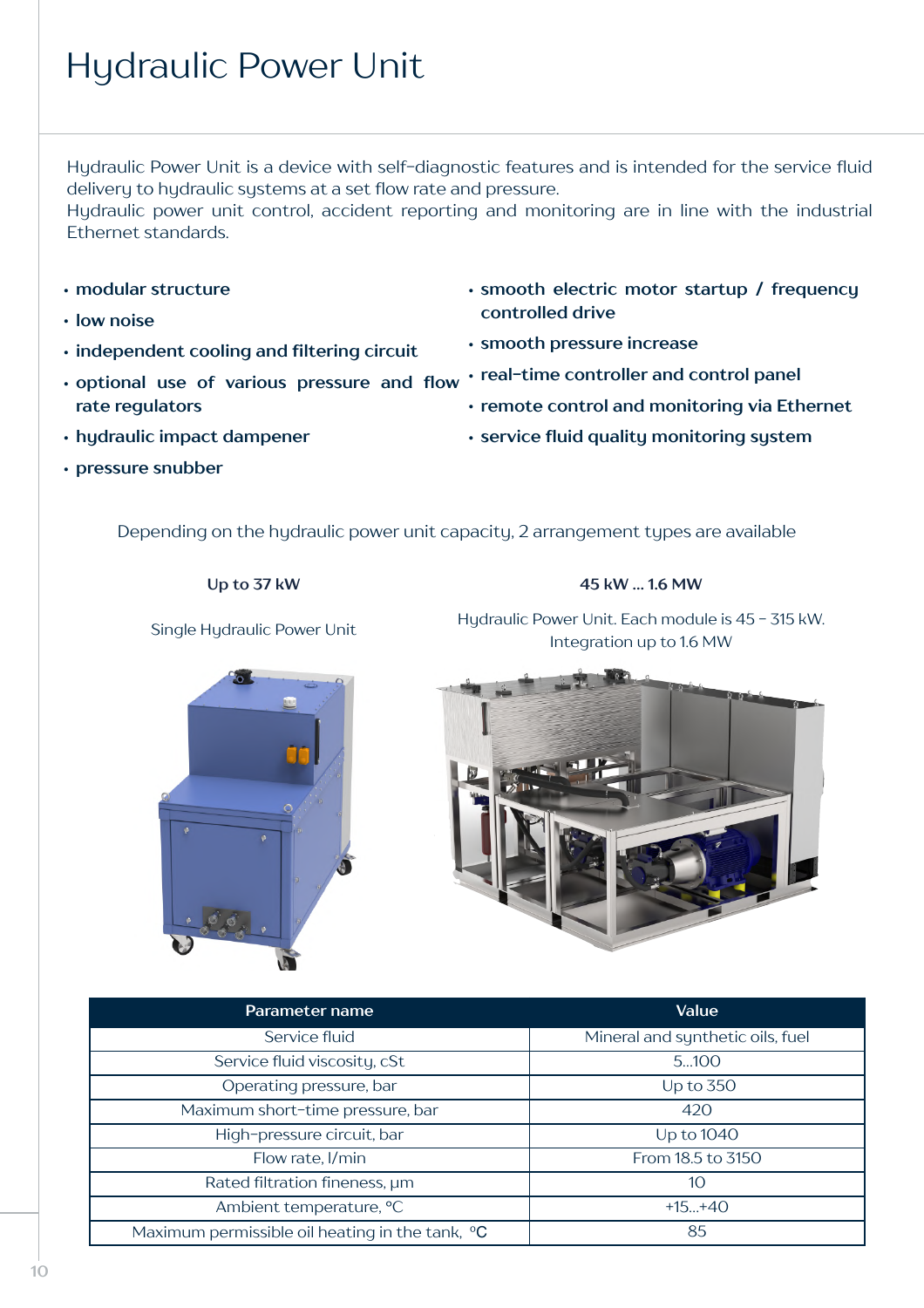# Hydraulic Power Unit

Hydraulic Power Unit is a device with self-diagnostic features and is intended for the service fluid delivery to hydraulic systems at a set flow rate and pressure.
Hydraulic power unit control, accident reporting and monitoring are in line with the industrial Ethernet standards.

- **modular structure**
- **low noise**
- **independent cooling and filtering circuit**
- **optional use of various pressure and flow rate regulators**
- **hydraulic impact dampener**
- **pressure snubber**
- **smooth electric motor startup / frequency controlled drive**
- **smooth pressure increase**
- **real-time controller and control panel**
- **remote control and monitoring via Ethernet**
- **service fluid quality monitoring system**

Depending on the hydraulic power unit capacity, 2 arrangement types are available

**Up to 37 kW**

Single Hydraulic Power Unit

**45 kW ... 1.6 MW**

Hydraulic Power Unit. Each module is 45 – 315 kW.
Integration up to 1.6 MW

| Parameter name | Value |
|---|---|
| Service fluid | Mineral and synthetic oils, fuel |
| Service fluid viscosity, cSt | 5...100 |
| Operating pressure, bar | Up to 350 |
| Maximum short-time pressure, bar | 420 |
| High-pressure circuit, bar | Up to 1040 |
| Flow rate, l/min | From 18.5 to 3150 |
| Rated filtration fineness, µm | 10 |
| Ambient temperature, °C | +15...+40 |
| Maximum permissible oil heating in the tank, °C | 85 |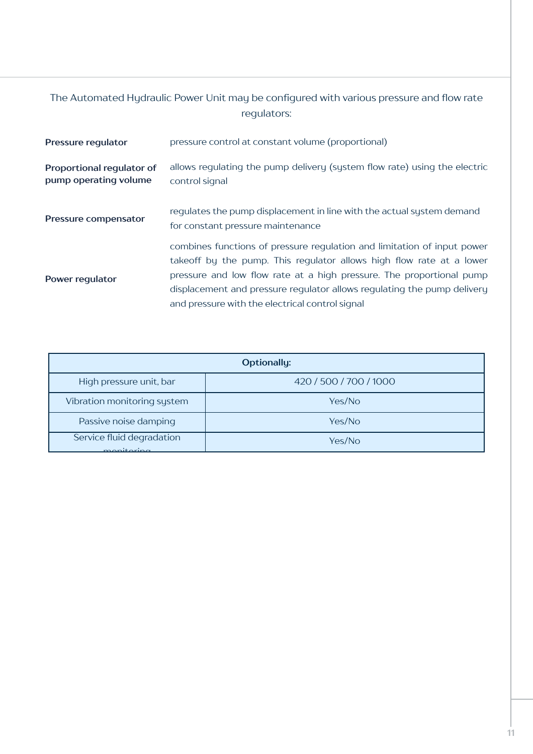The Automated Hydraulic Power Unit may be configured with various pressure and flow rate regulators:

| | |
|---|---|
| **Pressure regulator** | pressure control at constant volume (proportional) |
| **Proportional regulator of pump operating volume** | allows regulating the pump delivery (system flow rate) using the electric control signal |
| **Pressure compensator** | regulates the pump displacement in line with the actual system demand for constant pressure maintenance |
| **Power regulator** | combines functions of pressure regulation and limitation of input power takeoff by the pump. This regulator allows high flow rate at a lower pressure and low flow rate at a high pressure. The proportional pump displacement and pressure regulator allows regulating the pump delivery and pressure with the electrical control signal |

| **Optionally:** | |
|---|---|
| High pressure unit, bar | 420 / 500 / 700 / 1000 |
| Vibration monitoring system | Yes/No |
| Passive noise damping | Yes/No |
| Service fluid degradation monitoring | Yes/No |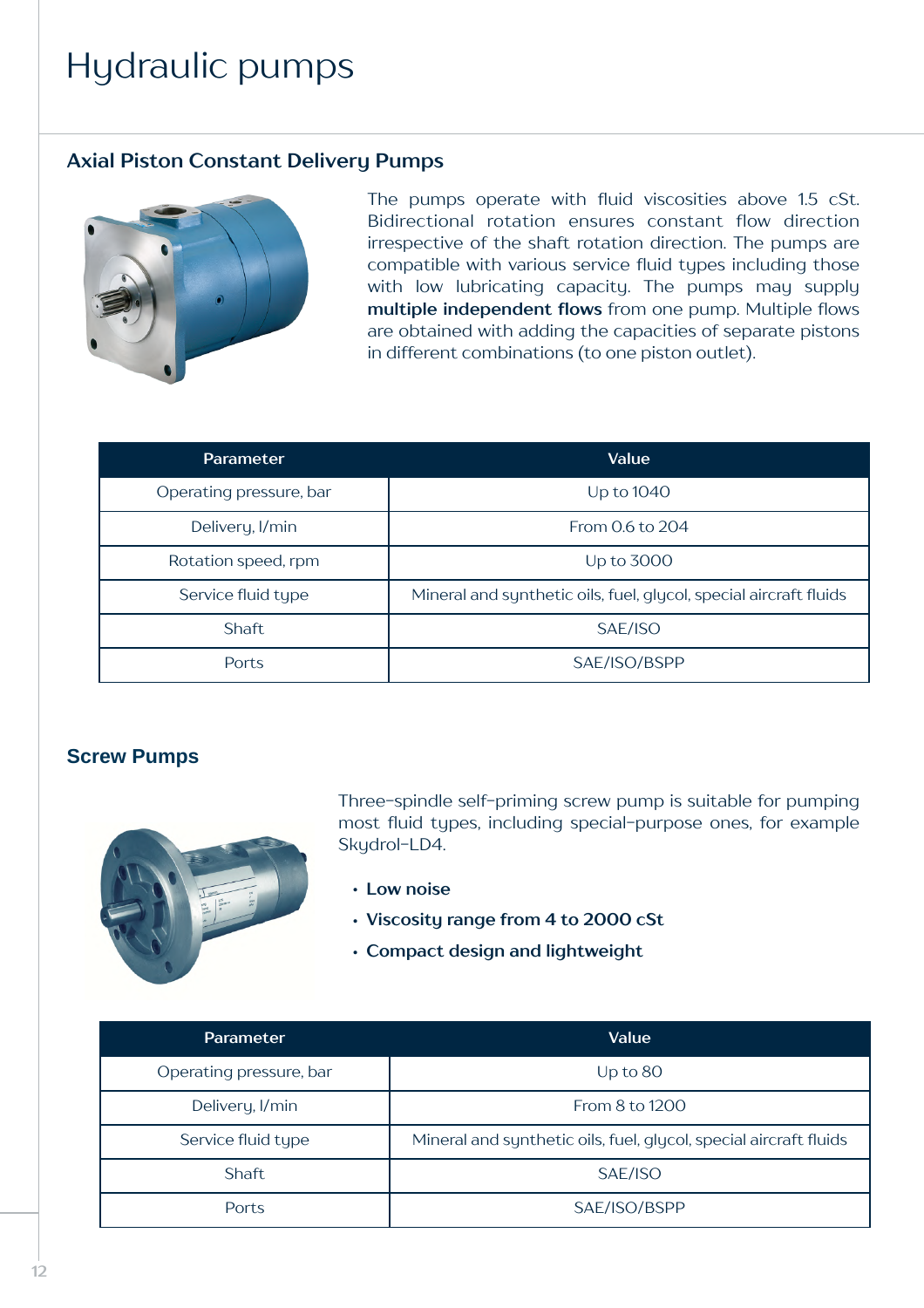# Hydraulic pumps

## Axial Piston Constant Delivery Pumps

The pumps operate with fluid viscosities above 1.5 cSt. Bidirectional rotation ensures constant flow direction irrespective of the shaft rotation direction. The pumps are compatible with various service fluid types including those with low lubricating capacity. The pumps may supply **multiple independent flows** from one pump. Multiple flows are obtained with adding the capacities of separate pistons in different combinations (to one piston outlet).

| Parameter | Value |
|---|---|
| Operating pressure, bar | Up to 1040 |
| Delivery, l/min | From 0.6 to 204 |
| Rotation speed, rpm | Up to 3000 |
| Service fluid type | Mineral and synthetic oils, fuel, glycol, special aircraft fluids |
| Shaft | SAE/ISO |
| Ports | SAE/ISO/BSPP |

## Screw Pumps

Three-spindle self-priming screw pump is suitable for pumping most fluid types, including special-purpose ones, for example Skydrol-LD4.

- **Low noise**
- **Viscosity range from 4 to 2000 cSt**
- **Compact design and lightweight**

| Parameter | Value |
|---|---|
| Operating pressure, bar | Up to 80 |
| Delivery, l/min | From 8 to 1200 |
| Service fluid type | Mineral and synthetic oils, fuel, glycol, special aircraft fluids |
| Shaft | SAE/ISO |
| Ports | SAE/ISO/BSPP |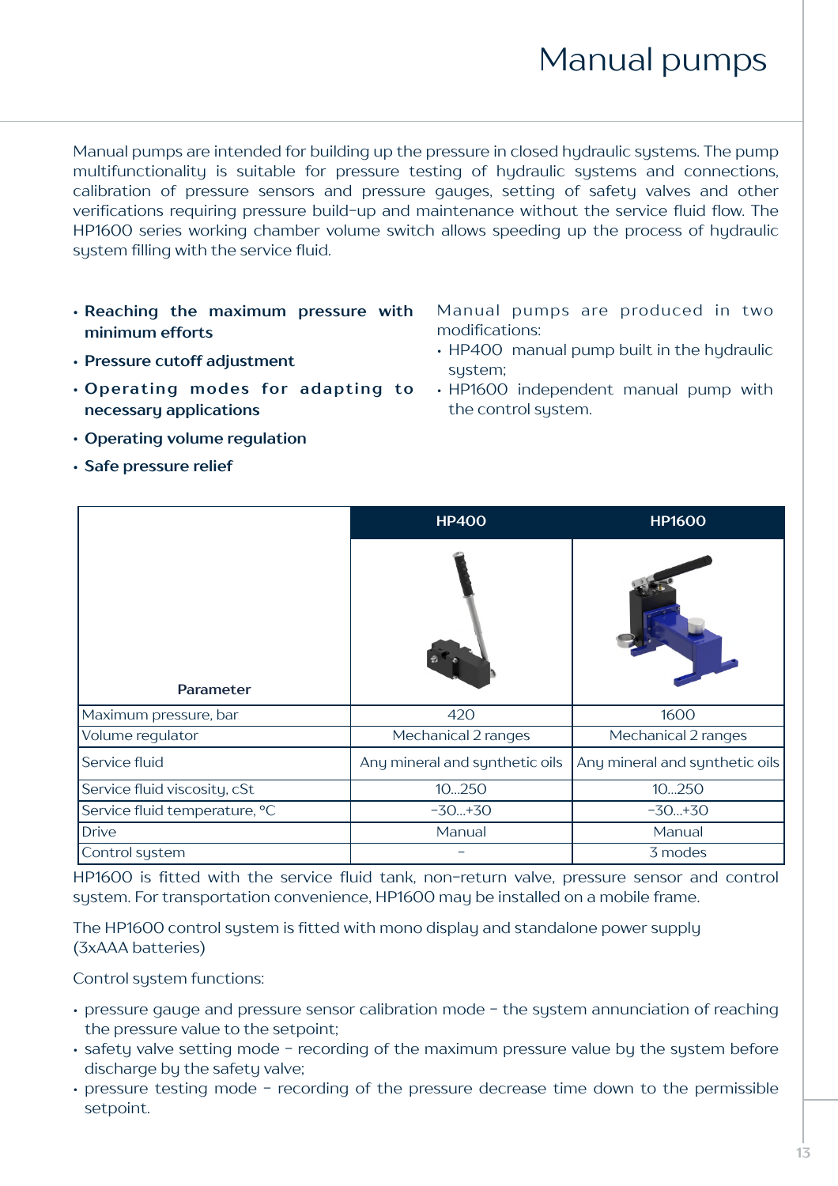# Manual pumps

Manual pumps are intended for building up the pressure in closed hydraulic systems. The pump multifunctionality is suitable for pressure testing of hydraulic systems and connections, calibration of pressure sensors and pressure gauges, setting of safety valves and other verifications requiring pressure build-up and maintenance without the service fluid flow. The HP1600 series working chamber volume switch allows speeding up the process of hydraulic system filling with the service fluid.

- **Reaching the maximum pressure with minimum efforts**
- **Pressure cutoff adjustment**
- **Operating modes for adapting to necessary applications**
- **Operating volume regulation**
- **Safe pressure relief**

Manual pumps are produced in two modifications:

- HP400 manual pump built in the hydraulic system;
- HP1600 independent manual pump with the control system.

| Parameter | HP400 | HP1600 |
|---|---|---|
| Maximum pressure, bar | 420 | 1600 |
| Volume regulator | Mechanical 2 ranges | Mechanical 2 ranges |
| Service fluid | Any mineral and synthetic oils | Any mineral and synthetic oils |
| Service fluid viscosity, cSt | 10...250 | 10...250 |
| Service fluid temperature, °C | -30...+30 | -30...+30 |
| Drive | Manual | Manual |
| Control system | – | 3 modes |

HP1600 is fitted with the service fluid tank, non-return valve, pressure sensor and control system. For transportation convenience, HP1600 may be installed on a mobile frame.

The HP1600 control system is fitted with mono display and standalone power supply (3xAAA batteries)

Control system functions:

- pressure gauge and pressure sensor calibration mode – the system annunciation of reaching the pressure value to the setpoint;
- safety valve setting mode – recording of the maximum pressure value by the system before discharge by the safety valve;
- pressure testing mode – recording of the pressure decrease time down to the permissible setpoint.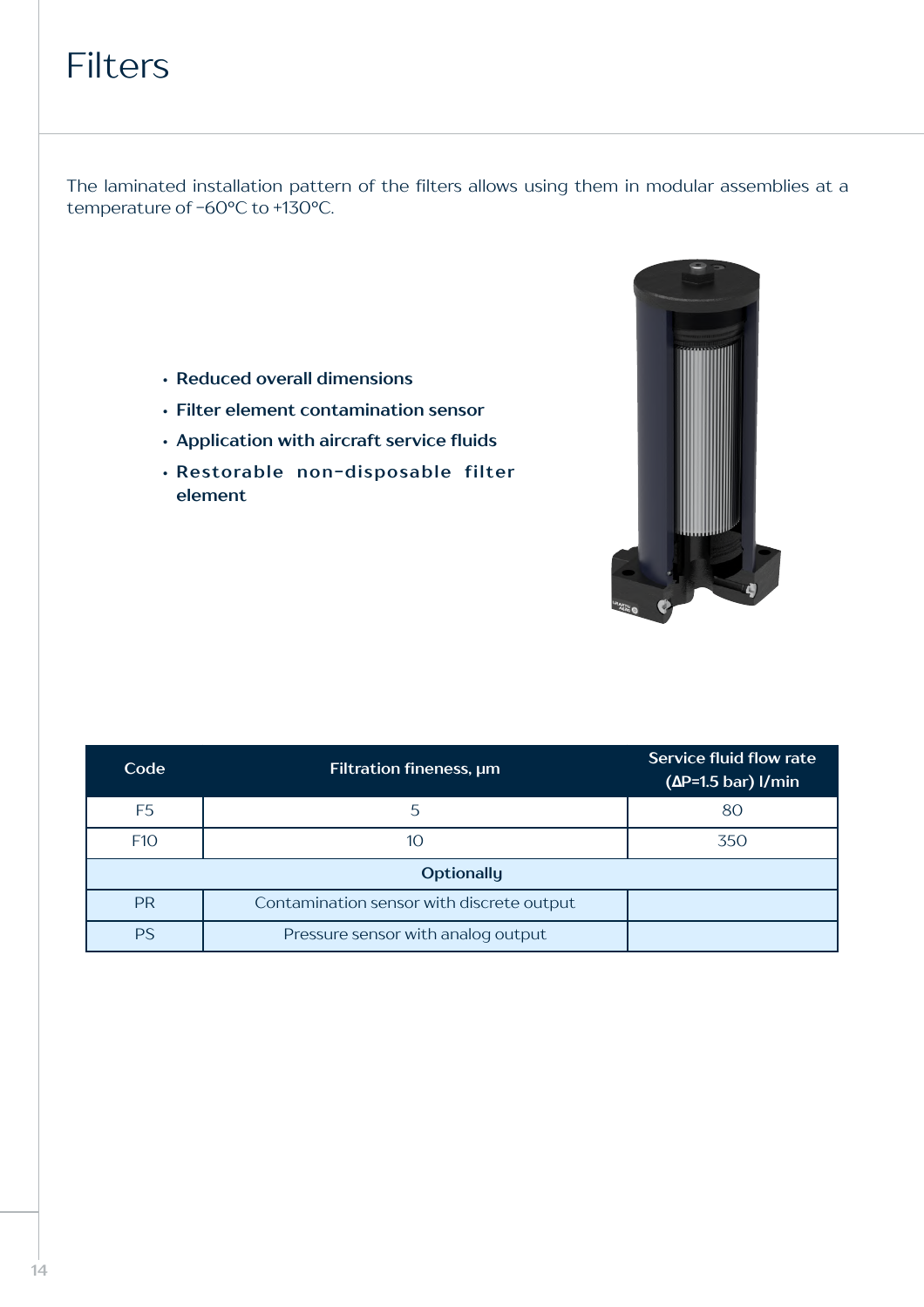# Filters

The laminated installation pattern of the filters allows using them in modular assemblies at a temperature of −60°C to +130°C.

- **Reduced overall dimensions**
- **Filter element contamination sensor**
- **Application with aircraft service fluids**
- **Restorable non-disposable filter element**

| Code | Filtration fineness, μm | Service fluid flow rate (ΔP=1.5 bar) l/min |
|---|---|---|
| F5 | 5 | 80 |
| F10 | 10 | 350 |
| **Optionally** | | |
| PR | Contamination sensor with discrete output | |
| PS | Pressure sensor with analog output | |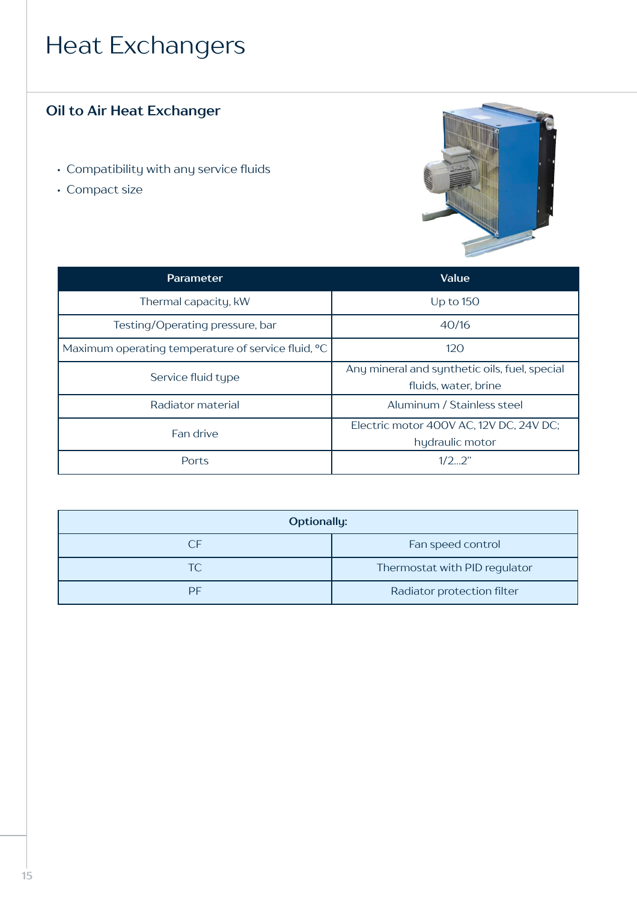# Heat Exchangers

## Oil to Air Heat Exchanger

- Compatibility with any service fluids
- Compact size

| Parameter | Value |
|---|---|
| Thermal capacity, kW | Up to 150 |
| Testing/Operating pressure, bar | 40/16 |
| Maximum operating temperature of service fluid, °C | 120 |
| Service fluid type | Any mineral and synthetic oils, fuel, special fluids, water, brine |
| Radiator material | Aluminum / Stainless steel |
| Fan drive | Electric motor 400V AC, 12V DC, 24V DC; hydraulic motor |
| Ports | 1/2...2" |

| **Optionally:** | |
|---|---|
| CF | Fan speed control |
| TC | Thermostat with PID regulator |
| PF | Radiator protection filter |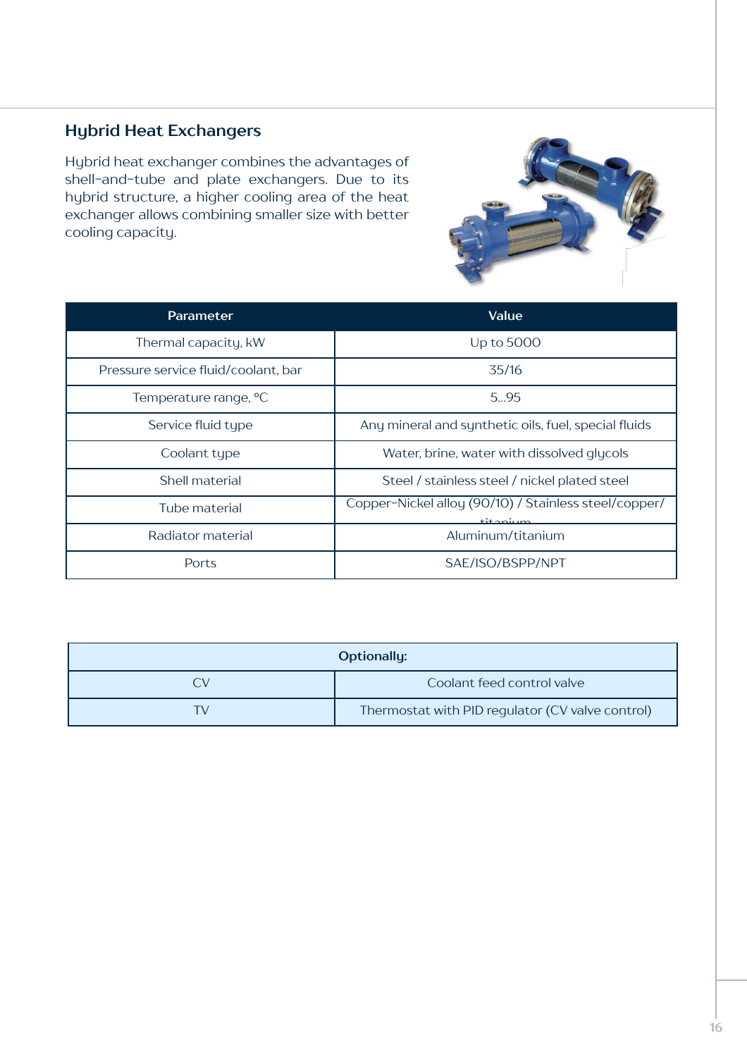## Hybrid Heat Exchangers

Hybrid heat exchanger combines the advantages of shell-and-tube and plate exchangers. Due to its hybrid structure, a higher cooling area of the heat exchanger allows combining smaller size with better cooling capacity.

| Parameter | Value |
|---|---|
| Thermal capacity, kW | Up to 5000 |
| Pressure service fluid/coolant, bar | 35/16 |
| Temperature range, °C | 5...95 |
| Service fluid type | Any mineral and synthetic oils, fuel, special fluids |
| Coolant type | Water, brine, water with dissolved glycols |
| Shell material | Steel / stainless steel / nickel plated steel |
| Tube material | Copper-Nickel alloy (90/10) / Stainless steel/copper/ titanium |
| Radiator material | Aluminum/titanium |
| Ports | SAE/ISO/BSPP/NPT |

| Optionally: | |
|---|---|
| CV | Coolant feed control valve |
| TV | Thermostat with PID regulator (CV valve control) |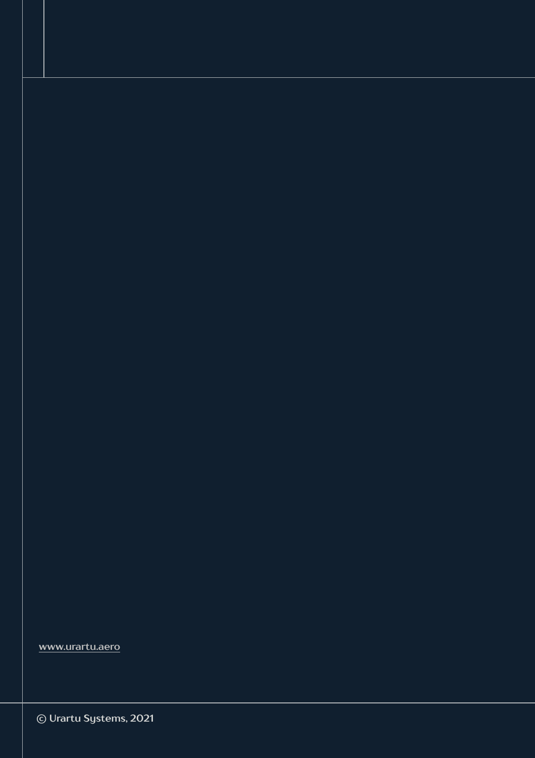www.urartu.aero

© Urartu Systems, 2021